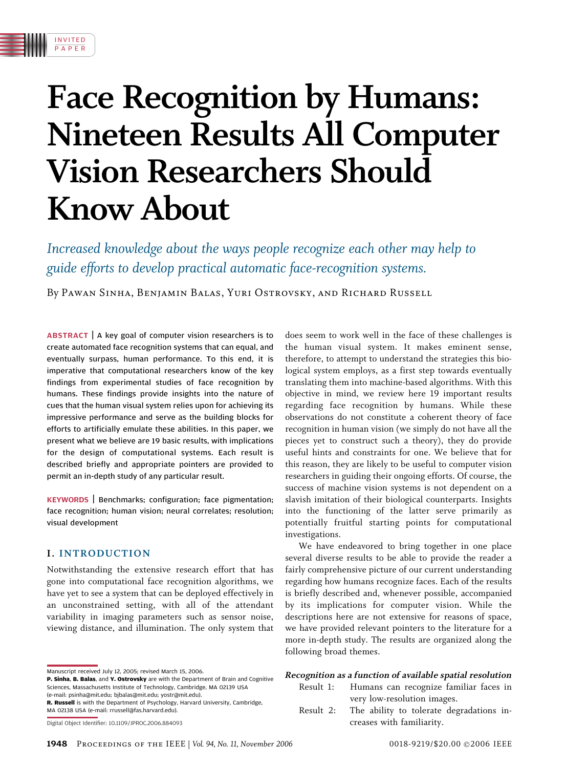INVITED PAPER

# Face Recognition by Humans: Nineteen Results All Computer Vision Researchers Should Know About

*Increased knowledge about the ways people recognize each other may help to guide efforts to develop practical automatic face-recognition systems.*

By Pawan Sinha, Benjamin Balas, Yuri Ostrovsky, and Richard Russell

**ABSTRACT** | A key goal of computer vision researchers is to create automated face recognition systems that can equal, and eventually surpass, human performance. To this end, it is imperative that computational researchers know of the key findings from experimental studies of face recognition by humans. These findings provide insights into the nature of cues that the human visual system relies upon for achieving its impressive performance and serve as the building blocks for efforts to artificially emulate these abilities. In this paper, we present what we believe are 19 basic results, with implications for the design of computational systems. Each result is described briefly and appropriate pointers are provided to permit an in-depth study of any particular result.

**KEYWORDS** | Benchmarks; configuration; face pigmentation; face recognition; human vision; neural correlates; resolution; visual development

## I. INTRODUCTION

Notwithstanding the extensive research effort that has gone into computational face recognition algorithms, we have yet to see a system that can be deployed effectively in an unconstrained setting, with all of the attendant variability in imaging parameters such as sensor noise, viewing distance, and illumination. The only system that does seem to work well in the face of these challenges is the human visual system. It makes eminent sense, therefore, to attempt to understand the strategies this biological system employs, as a first step towards eventually translating them into machine-based algorithms. With this objective in mind, we review here 19 important results regarding face recognition by humans. While these observations do not constitute a coherent theory of face recognition in human vision (we simply do not have all the pieces yet to construct such a theory), they do provide useful hints and constraints for one. We believe that for this reason, they are likely to be useful to computer vision researchers in guiding their ongoing efforts. Of course, the success of machine vision systems is not dependent on a slavish imitation of their biological counterparts. Insights into the functioning of the latter serve primarily as potentially fruitful starting points for computational investigations.

We have endeavored to bring together in one place several diverse results to be able to provide the reader a fairly comprehensive picture of our current understanding regarding how humans recognize faces. Each of the results is briefly described and, whenever possible, accompanied by its implications for computer vision. While the descriptions here are not extensive for reasons of space, we have provided relevant pointers to the literature for a more in-depth study. The results are organized along the following broad themes.

***Recognition as a function of available spatial resolution***

Result 1: Humans can recognize familiar faces in very low-resolution images.

Result 2: The ability to tolerate degradations increases with familiarity.

Manuscript received July 12, 2005; revised March 15, 2006.

**P. Sinha**, **B. Balas**, and **Y. Ostrovsky** are with the Department of Brain and Cognitive Sciences, Massachusetts Institute of Technology, Cambridge, MA 02139 USA (e-mail: psinha@mit.edu; bjbalas@mit.edu; yostr@mit.edu).

**R. Russell** is with the Department of Psychology, Harvard University, Cambridge, MA 02138 USA (e-mail: rrussell@fas.harvard.edu).

Digital Object Identifier: 10.1109/JPROC.2006.884093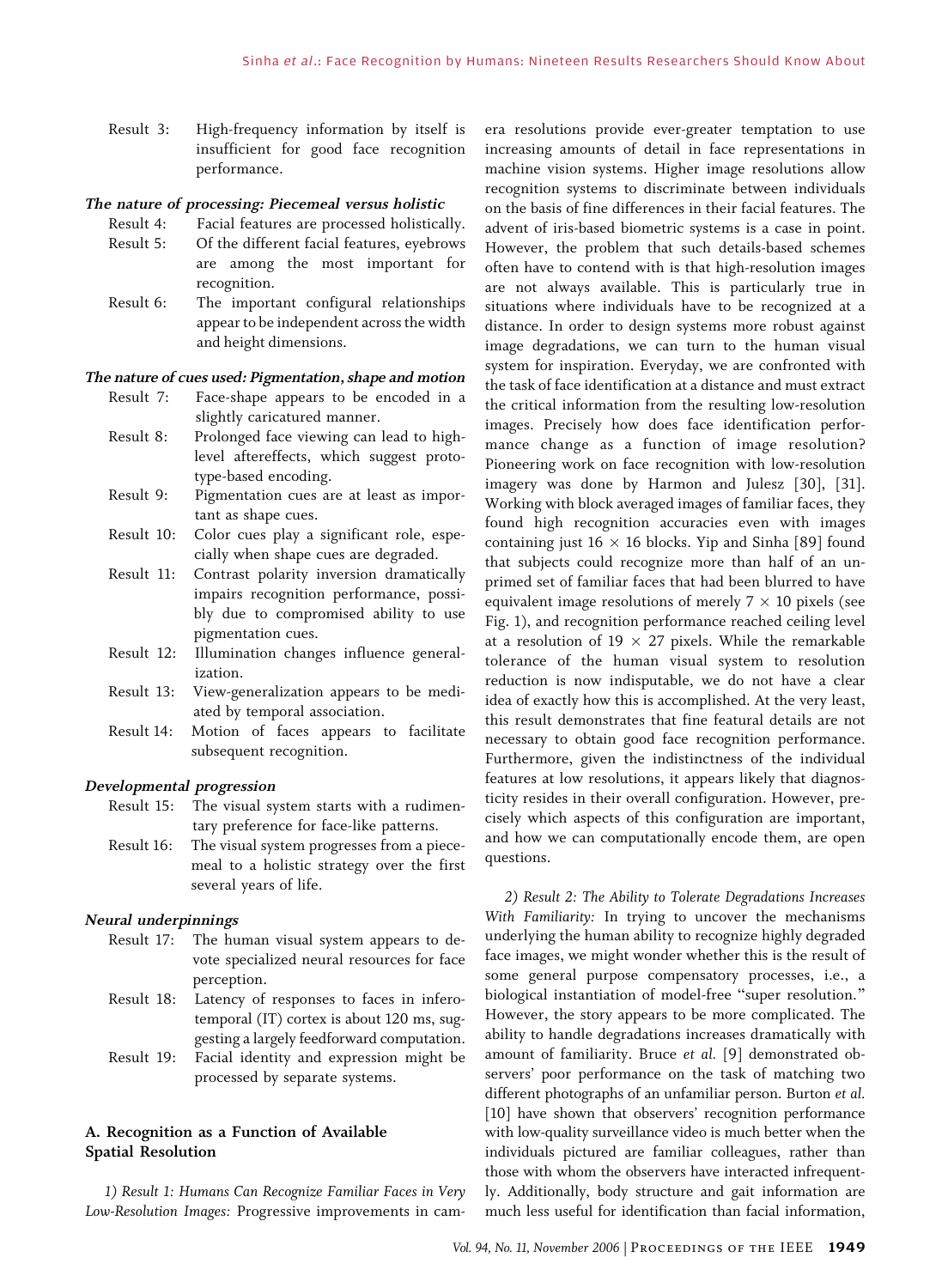Result 3: High-frequency information by itself is insufficient for good face recognition performance.

*The nature of processing: Piecemeal versus holistic*

Result 4: Facial features are processed holistically.

Result 5: Of the different facial features, eyebrows are among the most important for recognition.

Result 6: The important configural relationships appear to be independent across the width and height dimensions.

*The nature of cues used: Pigmentation, shape and motion*

Result 7: Face-shape appears to be encoded in a slightly caricatured manner.

Result 8: Prolonged face viewing can lead to high-level aftereffects, which suggest prototype-based encoding.

Result 9: Pigmentation cues are at least as important as shape cues.

Result 10: Color cues play a significant role, especially when shape cues are degraded.

Result 11: Contrast polarity inversion dramatically impairs recognition performance, possibly due to compromised ability to use pigmentation cues.

Result 12: Illumination changes influence generalization.

Result 13: View-generalization appears to be mediated by temporal association.

Result 14: Motion of faces appears to facilitate subsequent recognition.

*Developmental progression*

Result 15: The visual system starts with a rudimentary preference for face-like patterns.

Result 16: The visual system progresses from a piecemeal to a holistic strategy over the first several years of life.

*Neural underpinnings*

Result 17: The human visual system appears to devote specialized neural resources for face perception.

Result 18: Latency of responses to faces in inferotemporal (IT) cortex is about 120 ms, suggesting a largely feedforward computation.

Result 19: Facial identity and expression might be processed by separate systems.

### A. Recognition as a Function of Available Spatial Resolution

*1) Result 1: Humans Can Recognize Familiar Faces in Very Low-Resolution Images:* Progressive improvements in camera resolutions provide ever-greater temptation to use increasing amounts of detail in face representations in machine vision systems. Higher image resolutions allow recognition systems to discriminate between individuals on the basis of fine differences in their facial features. The advent of iris-based biometric systems is a case in point. However, the problem that such details-based schemes often have to contend with is that high-resolution images are not always available. This is particularly true in situations where individuals have to be recognized at a distance. In order to design systems more robust against image degradations, we can turn to the human visual system for inspiration. Everyday, we are confronted with the task of face identification at a distance and must extract the critical information from the resulting low-resolution images. Precisely how does face identification performance change as a function of image resolution? Pioneering work on face recognition with low-resolution imagery was done by Harmon and Julesz [30], [31]. Working with block averaged images of familiar faces, they found high recognition accuracies even with images containing just $16 \times 16$ blocks. Yip and Sinha [89] found that subjects could recognize more than half of an unprimed set of familiar faces that had been blurred to have equivalent image resolutions of merely $7 \times 10$ pixels (see Fig. 1), and recognition performance reached ceiling level at a resolution of $19 \times 27$ pixels. While the remarkable tolerance of the human visual system to resolution reduction is now indisputable, we do not have a clear idea of exactly how this is accomplished. At the very least, this result demonstrates that fine featural details are not necessary to obtain good face recognition performance. Furthermore, given the indistinctness of the individual features at low resolutions, it appears likely that diagnosticity resides in their overall configuration. However, precisely which aspects of this configuration are important, and how we can computationally encode them, are open questions.

*2) Result 2: The Ability to Tolerate Degradations Increases With Familiarity:* In trying to uncover the mechanisms underlying the human ability to recognize highly degraded face images, we might wonder whether this is the result of some general purpose compensatory processes, i.e., a biological instantiation of model-free "super resolution." However, the story appears to be more complicated. The ability to handle degradations increases dramatically with amount of familiarity. Bruce *et al.* [9] demonstrated observers' poor performance on the task of matching two different photographs of an unfamiliar person. Burton *et al.* [10] have shown that observers' recognition performance with low-quality surveillance video is much better when the individuals pictured are familiar colleagues, rather than those with whom the observers have interacted infrequently. Additionally, body structure and gait information are much less useful for identification than facial information,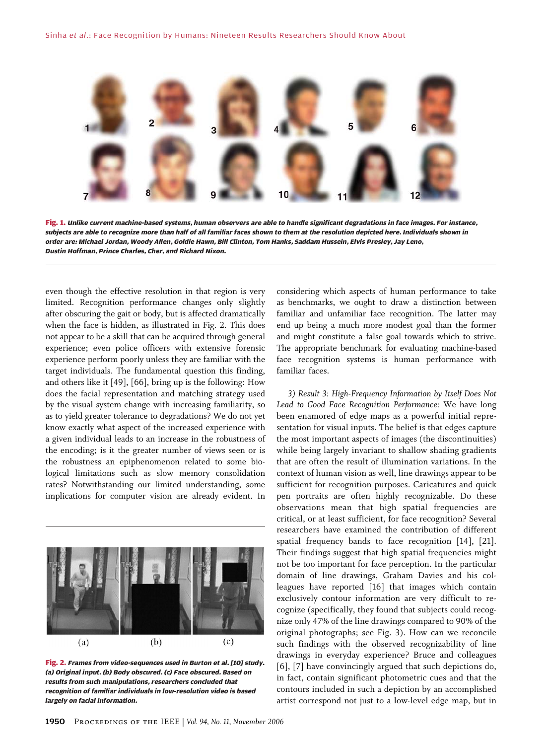Fig. 1. *Unlike current machine-based systems, human observers are able to handle significant degradations in face images. For instance, subjects are able to recognize more than half of all familiar faces shown to them at the resolution depicted here. Individuals shown in order are: Michael Jordan, Woody Allen, Goldie Hawn, Bill Clinton, Tom Hanks, Saddam Hussein, Elvis Presley, Jay Leno, Dustin Hoffman, Prince Charles, Cher, and Richard Nixon.*

even though the effective resolution in that region is very limited. Recognition performance changes only slightly after obscuring the gait or body, but is affected dramatically when the face is hidden, as illustrated in Fig. 2. This does not appear to be a skill that can be acquired through general experience; even police officers with extensive forensic experience perform poorly unless they are familiar with the target individuals. The fundamental question this finding, and others like it [49], [66], bring up is the following: How does the facial representation and matching strategy used by the visual system change with increasing familiarity, so as to yield greater tolerance to degradations? We do not yet know exactly what aspect of the increased experience with a given individual leads to an increase in the robustness of the encoding; is it the greater number of views seen or is the robustness an epiphenomenon related to some biological limitations such as slow memory consolidation rates? Notwithstanding our limited understanding, some implications for computer vision are already evident. In considering which aspects of human performance to take as benchmarks, we ought to draw a distinction between familiar and unfamiliar face recognition. The latter may end up being a much more modest goal than the former and might constitute a false goal towards which to strive. The appropriate benchmark for evaluating machine-based face recognition systems is human performance with familiar faces.

Fig. 2. *Frames from video-sequences used in Burton et al. [10] study. (a) Original input. (b) Body obscured. (c) Face obscured. Based on results from such manipulations, researchers concluded that recognition of familiar individuals in low-resolution video is based largely on facial information.*

*3) Result 3: High-Frequency Information by Itself Does Not Lead to Good Face Recognition Performance:* We have long been enamored of edge maps as a powerful initial representation for visual inputs. The belief is that edges capture the most important aspects of images (the discontinuities) while being largely invariant to shallow shading gradients that are often the result of illumination variations. In the context of human vision as well, line drawings appear to be sufficient for recognition purposes. Caricatures and quick pen portraits are often highly recognizable. Do these observations mean that high spatial frequencies are critical, or at least sufficient, for face recognition? Several researchers have examined the contribution of different spatial frequency bands to face recognition [14], [21]. Their findings suggest that high spatial frequencies might not be too important for face perception. In the particular domain of line drawings, Graham Davies and his colleagues have reported [16] that images which contain exclusively contour information are very difficult to recognize (specifically, they found that subjects could recognize only 47% of the line drawings compared to 90% of the original photographs; see Fig. 3). How can we reconcile such findings with the observed recognizability of line drawings in everyday experience? Bruce and colleagues [6], [7] have convincingly argued that such depictions do, in fact, contain significant photometric cues and that the contours included in such a depiction by an accomplished artist correspond not just to a low-level edge map, but in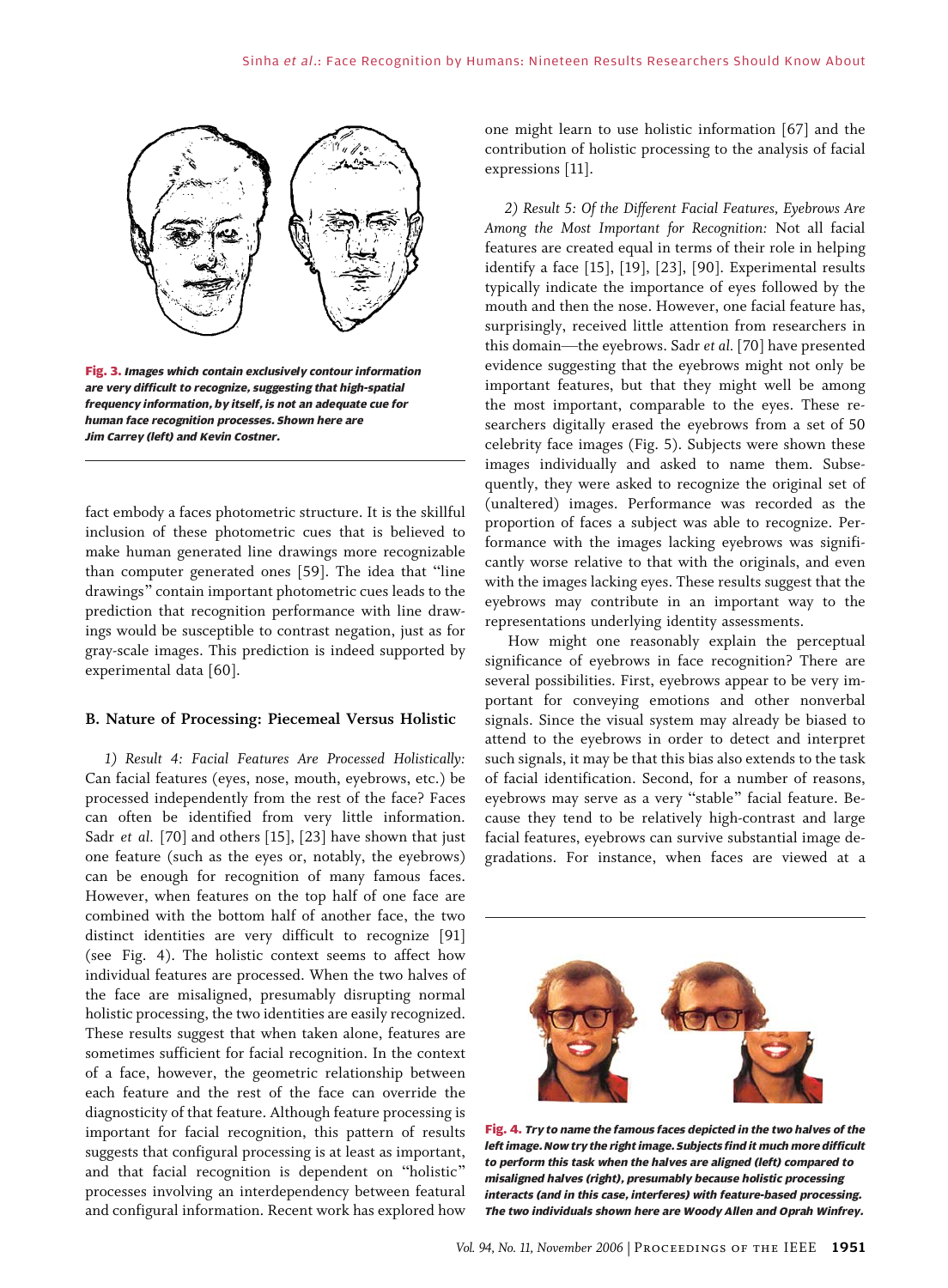Fig. 3. Images which contain exclusively contour information are very difficult to recognize, suggesting that high-spatial frequency information, by itself, is not an adequate cue for human face recognition processes. Shown here are Jim Carrey (left) and Kevin Costner.

fact embody a faces photometric structure. It is the skillful inclusion of these photometric cues that is believed to make human generated line drawings more recognizable than computer generated ones [59]. The idea that "line drawings" contain important photometric cues leads to the prediction that recognition performance with line drawings would be susceptible to contrast negation, just as for gray-scale images. This prediction is indeed supported by experimental data [60].

## B. Nature of Processing: Piecemeal Versus Holistic

*1) Result 4: Facial Features Are Processed Holistically:* Can facial features (eyes, nose, mouth, eyebrows, etc.) be processed independently from the rest of the face? Faces can often be identified from very little information. Sadr *et al.* [70] and others [15], [23] have shown that just one feature (such as the eyes or, notably, the eyebrows) can be enough for recognition of many famous faces. However, when features on the top half of one face are combined with the bottom half of another face, the two distinct identities are very difficult to recognize [91] (see Fig. 4). The holistic context seems to affect how individual features are processed. When the two halves of the face are misaligned, presumably disrupting normal holistic processing, the two identities are easily recognized. These results suggest that when taken alone, features are sometimes sufficient for facial recognition. In the context of a face, however, the geometric relationship between each feature and the rest of the face can override the diagnosticity of that feature. Although feature processing is important for facial recognition, this pattern of results suggests that configural processing is at least as important, and that facial recognition is dependent on "holistic" processes involving an interdependency between featural and configural information. Recent work has explored how one might learn to use holistic information [67] and the contribution of holistic processing to the analysis of facial expressions [11].

*2) Result 5: Of the Different Facial Features, Eyebrows Are Among the Most Important for Recognition:* Not all facial features are created equal in terms of their role in helping identify a face [15], [19], [23], [90]. Experimental results typically indicate the importance of eyes followed by the mouth and then the nose. However, one facial feature has, surprisingly, received little attention from researchers in this domain—the eyebrows. Sadr *et al.* [70] have presented evidence suggesting that the eyebrows might not only be important features, but that they might well be among the most important, comparable to the eyes. These researchers digitally erased the eyebrows from a set of 50 celebrity face images (Fig. 5). Subjects were shown these images individually and asked to name them. Subsequently, they were asked to recognize the original set of (unaltered) images. Performance was recorded as the proportion of faces a subject was able to recognize. Performance with the images lacking eyebrows was significantly worse relative to that with the originals, and even with the images lacking eyes. These results suggest that the eyebrows may contribute in an important way to the representations underlying identity assessments.

How might one reasonably explain the perceptual significance of eyebrows in face recognition? There are several possibilities. First, eyebrows appear to be very important for conveying emotions and other nonverbal signals. Since the visual system may already be biased to attend to the eyebrows in order to detect and interpret such signals, it may be that this bias also extends to the task of facial identification. Second, for a number of reasons, eyebrows may serve as a very "stable" facial feature. Because they tend to be relatively high-contrast and large facial features, eyebrows can survive substantial image degradations. For instance, when faces are viewed at a

Fig. 4. Try to name the famous faces depicted in the two halves of the left image. Now try the right image. Subjects find it much more difficult to perform this task when the halves are aligned (left) compared to misaligned halves (right), presumably because holistic processing interacts (and in this case, interferes) with feature-based processing. The two individuals shown here are Woody Allen and Oprah Winfrey.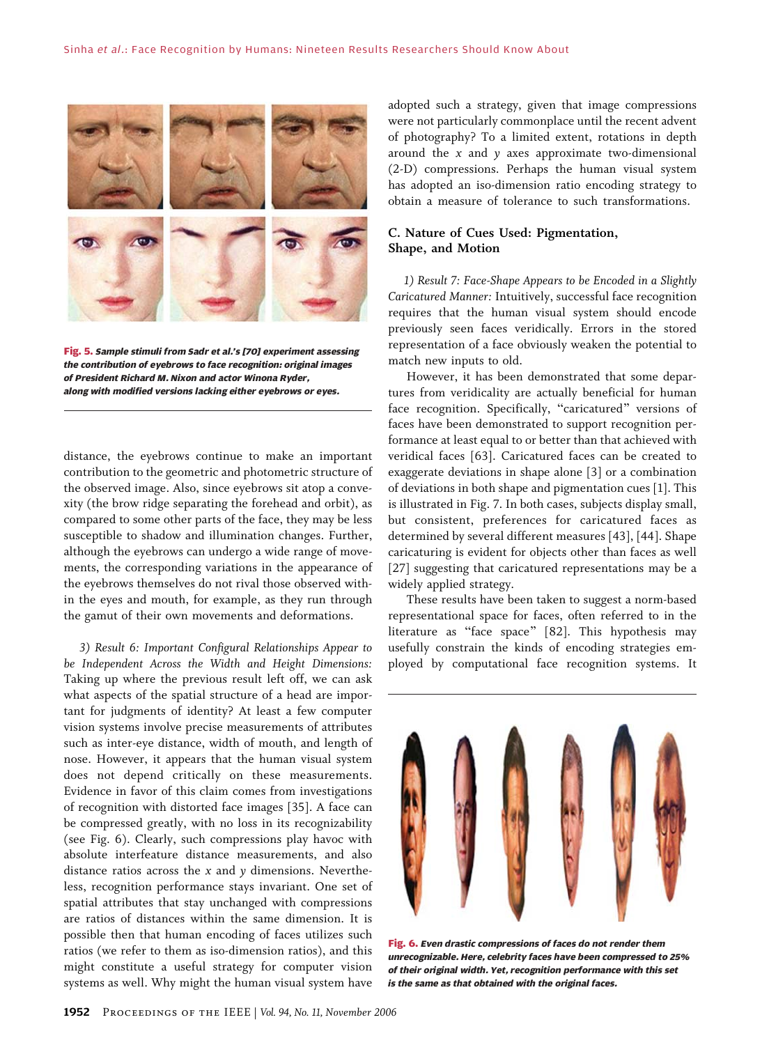Fig. 5. *Sample stimuli from Sadr et al.'s [70] experiment assessing the contribution of eyebrows to face recognition: original images of President Richard M. Nixon and actor Winona Ryder, along with modified versions lacking either eyebrows or eyes.*

distance, the eyebrows continue to make an important contribution to the geometric and photometric structure of the observed image. Also, since eyebrows sit atop a convexity (the brow ridge separating the forehead and orbit), as compared to some other parts of the face, they may be less susceptible to shadow and illumination changes. Further, although the eyebrows can undergo a wide range of movements, the corresponding variations in the appearance of the eyebrows themselves do not rival those observed within the eyes and mouth, for example, as they run through the gamut of their own movements and deformations.

*3) Result 6: Important Configural Relationships Appear to be Independent Across the Width and Height Dimensions:* Taking up where the previous result left off, we can ask what aspects of the spatial structure of a head are important for judgments of identity? At least a few computer vision systems involve precise measurements of attributes such as inter-eye distance, width of mouth, and length of nose. However, it appears that the human visual system does not depend critically on these measurements. Evidence in favor of this claim comes from investigations of recognition with distorted face images [35]. A face can be compressed greatly, with no loss in its recognizability (see Fig. 6). Clearly, such compressions play havoc with absolute interfeature distance measurements, and also distance ratios across the $x$ and $y$ dimensions. Nevertheless, recognition performance stays invariant. One set of spatial attributes that stay unchanged with compressions are ratios of distances within the same dimension. It is possible then that human encoding of faces utilizes such ratios (we refer to them as iso-dimension ratios), and this might constitute a useful strategy for computer vision systems as well. Why might the human visual system have adopted such a strategy, given that image compressions were not particularly commonplace until the recent advent of photography? To a limited extent, rotations in depth around the $x$ and $y$ axes approximate two-dimensional (2-D) compressions. Perhaps the human visual system has adopted an iso-dimension ratio encoding strategy to obtain a measure of tolerance to such transformations.

### C. Nature of Cues Used: Pigmentation, Shape, and Motion

*1) Result 7: Face-Shape Appears to be Encoded in a Slightly Caricatured Manner:* Intuitively, successful face recognition requires that the human visual system should encode previously seen faces veridically. Errors in the stored representation of a face obviously weaken the potential to match new inputs to old.

However, it has been demonstrated that some departures from veridicality are actually beneficial for human face recognition. Specifically, "caricatured" versions of faces have been demonstrated to support recognition performance at least equal to or better than that achieved with veridical faces [63]. Caricatured faces can be created to exaggerate deviations in shape alone [3] or a combination of deviations in both shape and pigmentation cues [1]. This is illustrated in Fig. 7. In both cases, subjects display small, but consistent, preferences for caricatured faces as determined by several different measures [43], [44]. Shape caricaturing is evident for objects other than faces as well [27] suggesting that caricatured representations may be a widely applied strategy.

These results have been taken to suggest a norm-based representational space for faces, often referred to in the literature as "face space" [82]. This hypothesis may usefully constrain the kinds of encoding strategies employed by computational face recognition systems. It

Fig. 6. *Even drastic compressions of faces do not render them unrecognizable. Here, celebrity faces have been compressed to 25% of their original width. Yet, recognition performance with this set is the same as that obtained with the original faces.*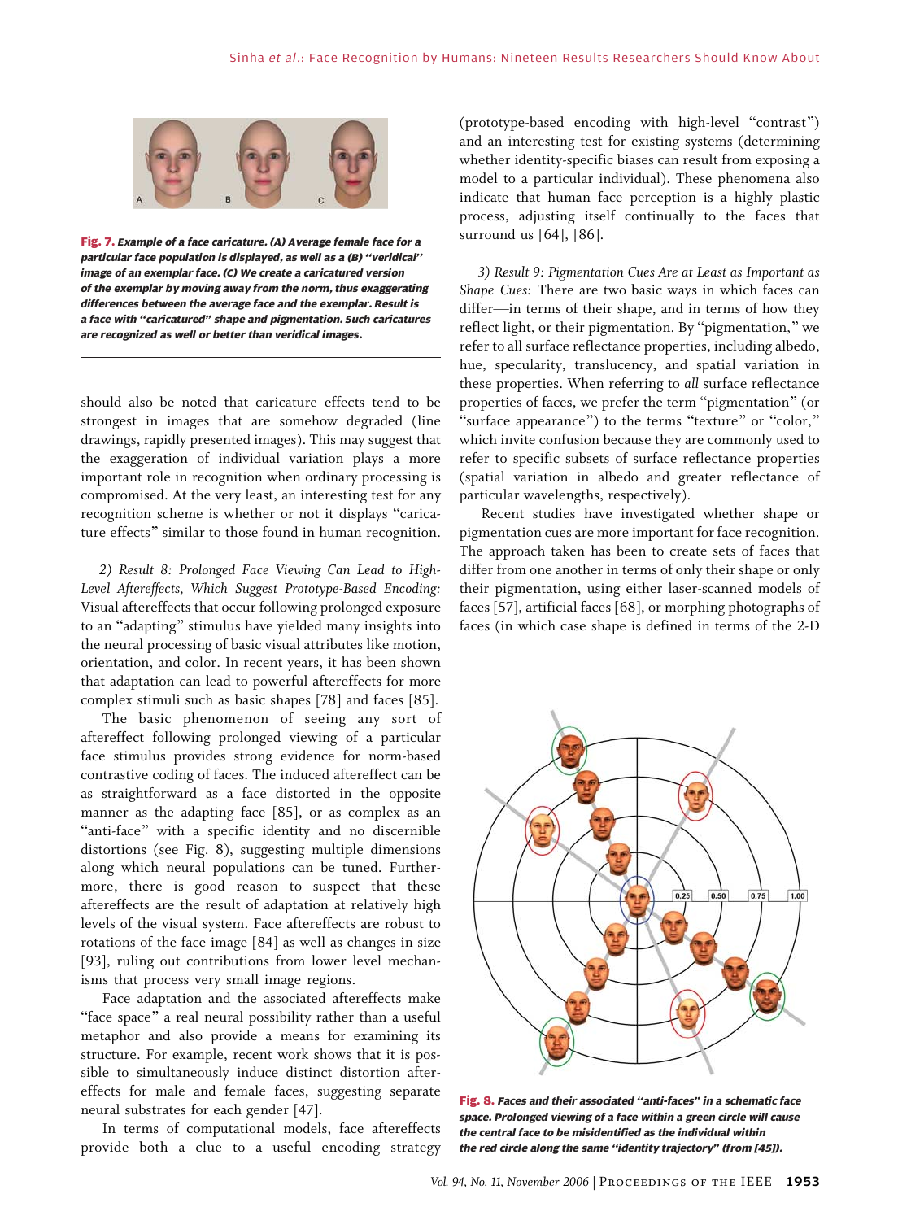**Fig. 7.** *Example of a face caricature. (A) Average female face for a particular face population is displayed, as well as a (B) "veridical" image of an exemplar face. (C) We create a caricatured version of the exemplar by moving away from the norm, thus exaggerating differences between the average face and the exemplar. Result is a face with "caricatured" shape and pigmentation. Such caricatures are recognized as well or better than veridical images.*

should also be noted that caricature effects tend to be strongest in images that are somehow degraded (line drawings, rapidly presented images). This may suggest that the exaggeration of individual variation plays a more important role in recognition when ordinary processing is compromised. At the very least, an interesting test for any recognition scheme is whether or not it displays "caricature effects" similar to those found in human recognition.

*2) Result 8: Prolonged Face Viewing Can Lead to High-Level Aftereffects, Which Suggest Prototype-Based Encoding:* Visual aftereffects that occur following prolonged exposure to an "adapting" stimulus have yielded many insights into the neural processing of basic visual attributes like motion, orientation, and color. In recent years, it has been shown that adaptation can lead to powerful aftereffects for more complex stimuli such as basic shapes [78] and faces [85].

The basic phenomenon of seeing any sort of aftereffect following prolonged viewing of a particular face stimulus provides strong evidence for norm-based contrastive coding of faces. The induced aftereffect can be as straightforward as a face distorted in the opposite manner as the adapting face [85], or as complex as an "anti-face" with a specific identity and no discernible distortions (see Fig. 8), suggesting multiple dimensions along which neural populations can be tuned. Furthermore, there is good reason to suspect that these aftereffects are the result of adaptation at relatively high levels of the visual system. Face aftereffects are robust to rotations of the face image [84] as well as changes in size [93], ruling out contributions from lower level mechanisms that process very small image regions.

Face adaptation and the associated aftereffects make "face space" a real neural possibility rather than a useful metaphor and also provide a means for examining its structure. For example, recent work shows that it is possible to simultaneously induce distinct distortion aftereffects for male and female faces, suggesting separate neural substrates for each gender [47].

In terms of computational models, face aftereffects provide both a clue to a useful encoding strategy (prototype-based encoding with high-level "contrast") and an interesting test for existing systems (determining whether identity-specific biases can result from exposing a model to a particular individual). These phenomena also indicate that human face perception is a highly plastic process, adjusting itself continually to the faces that surround us [64], [86].

*3) Result 9: Pigmentation Cues Are at Least as Important as Shape Cues:* There are two basic ways in which faces can differ—in terms of their shape, and in terms of how they reflect light, or their pigmentation. By "pigmentation," we refer to all surface reflectance properties, including albedo, hue, specularity, translucency, and spatial variation in these properties. When referring to *all* surface reflectance properties of faces, we prefer the term "pigmentation" (or "surface appearance") to the terms "texture" or "color," which invite confusion because they are commonly used to refer to specific subsets of surface reflectance properties (spatial variation in albedo and greater reflectance of particular wavelengths, respectively).

Recent studies have investigated whether shape or pigmentation cues are more important for face recognition. The approach taken has been to create sets of faces that differ from one another in terms of only their shape or only their pigmentation, using either laser-scanned models of faces [57], artificial faces [68], or morphing photographs of faces (in which case shape is defined in terms of the 2-D

**Fig. 8.** *Faces and their associated "anti-faces" in a schematic face space. Prolonged viewing of a face within a green circle will cause the central face to be misidentified as the individual within the red circle along the same "identity trajectory" (from [45]).*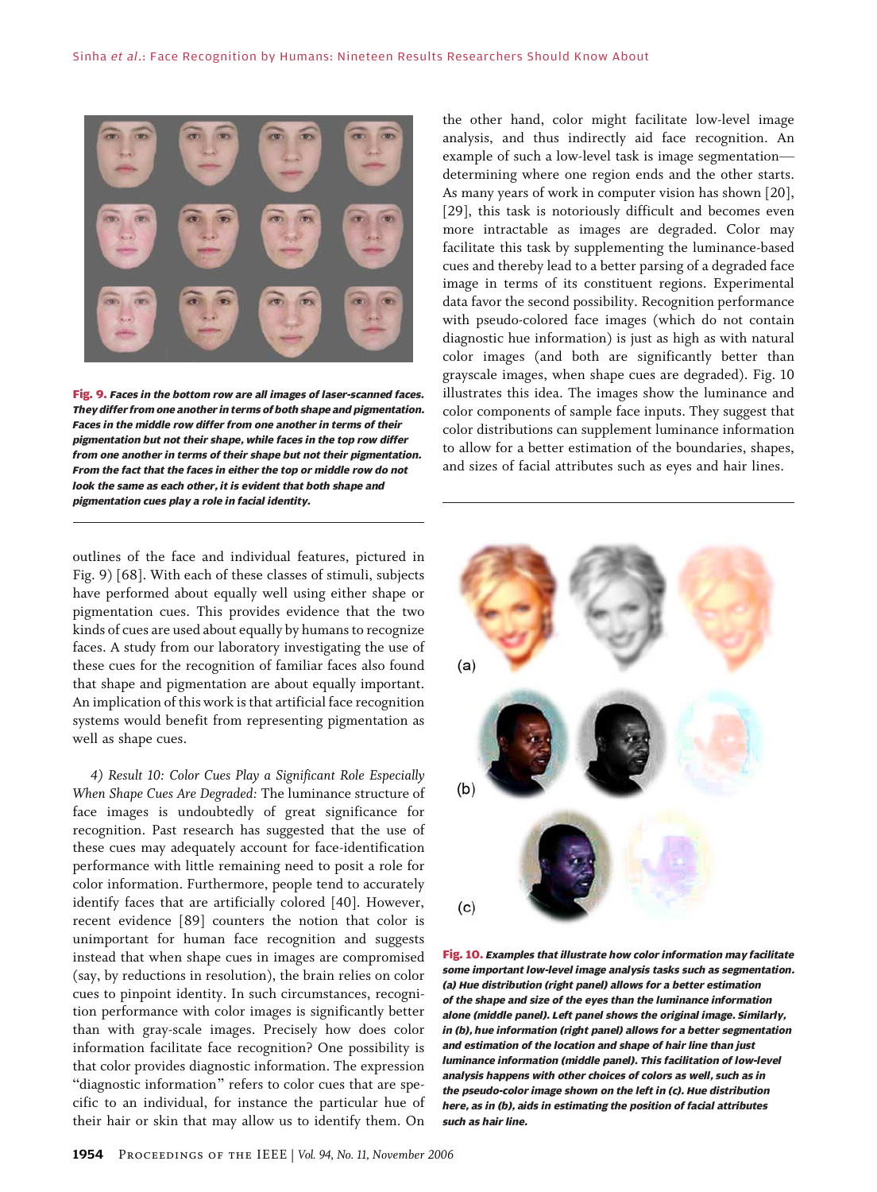Fig. 9. *Faces in the bottom row are all images of laser-scanned faces. They differ from one another in terms of both shape and pigmentation. Faces in the middle row differ from one another in terms of their pigmentation but not their shape, while faces in the top row differ from one another in terms of their shape but not their pigmentation. From the fact that the faces in either the top or middle row do not look the same as each other, it is evident that both shape and pigmentation cues play a role in facial identity.*

outlines of the face and individual features, pictured in Fig. 9) [68]. With each of these classes of stimuli, subjects have performed about equally well using either shape or pigmentation cues. This provides evidence that the two kinds of cues are used about equally by humans to recognize faces. A study from our laboratory investigating the use of these cues for the recognition of familiar faces also found that shape and pigmentation are about equally important. An implication of this work is that artificial face recognition systems would benefit from representing pigmentation as well as shape cues.

*4) Result 10: Color Cues Play a Significant Role Especially When Shape Cues Are Degraded:* The luminance structure of face images is undoubtedly of great significance for recognition. Past research has suggested that the use of these cues may adequately account for face-identification performance with little remaining need to posit a role for color information. Furthermore, people tend to accurately identify faces that are artificially colored [40]. However, recent evidence [89] counters the notion that color is unimportant for human face recognition and suggests instead that when shape cues in images are compromised (say, by reductions in resolution), the brain relies on color cues to pinpoint identity. In such circumstances, recognition performance with color images is significantly better than with gray-scale images. Precisely how does color information facilitate face recognition? One possibility is that color provides diagnostic information. The expression "diagnostic information" refers to color cues that are specific to an individual, for instance the particular hue of their hair or skin that may allow us to identify them. On the other hand, color might facilitate low-level image analysis, and thus indirectly aid face recognition. An example of such a low-level task is image segmentation—determining where one region ends and the other starts. As many years of work in computer vision has shown [20], [29], this task is notoriously difficult and becomes even more intractable as images are degraded. Color may facilitate this task by supplementing the luminance-based cues and thereby lead to a better parsing of a degraded face image in terms of its constituent regions. Experimental data favor the second possibility. Recognition performance with pseudo-colored face images (which do not contain diagnostic hue information) is just as high as with natural color images (and both are significantly better than grayscale images, when shape cues are degraded). Fig. 10 illustrates this idea. The images show the luminance and color components of sample face inputs. They suggest that color distributions can supplement luminance information to allow for a better estimation of the boundaries, shapes, and sizes of facial attributes such as eyes and hair lines.

Fig. 10. *Examples that illustrate how color information may facilitate some important low-level image analysis tasks such as segmentation. (a) Hue distribution (right panel) allows for a better estimation of the shape and size of the eyes than the luminance information alone (middle panel). Left panel shows the original image. Similarly, in (b), hue information (right panel) allows for a better segmentation and estimation of the location and shape of hair line than just luminance information (middle panel). This facilitation of low-level analysis happens with other choices of colors as well, such as in the pseudo-color image shown on the left in (c). Hue distribution here, as in (b), aids in estimating the position of facial attributes such as hair line.*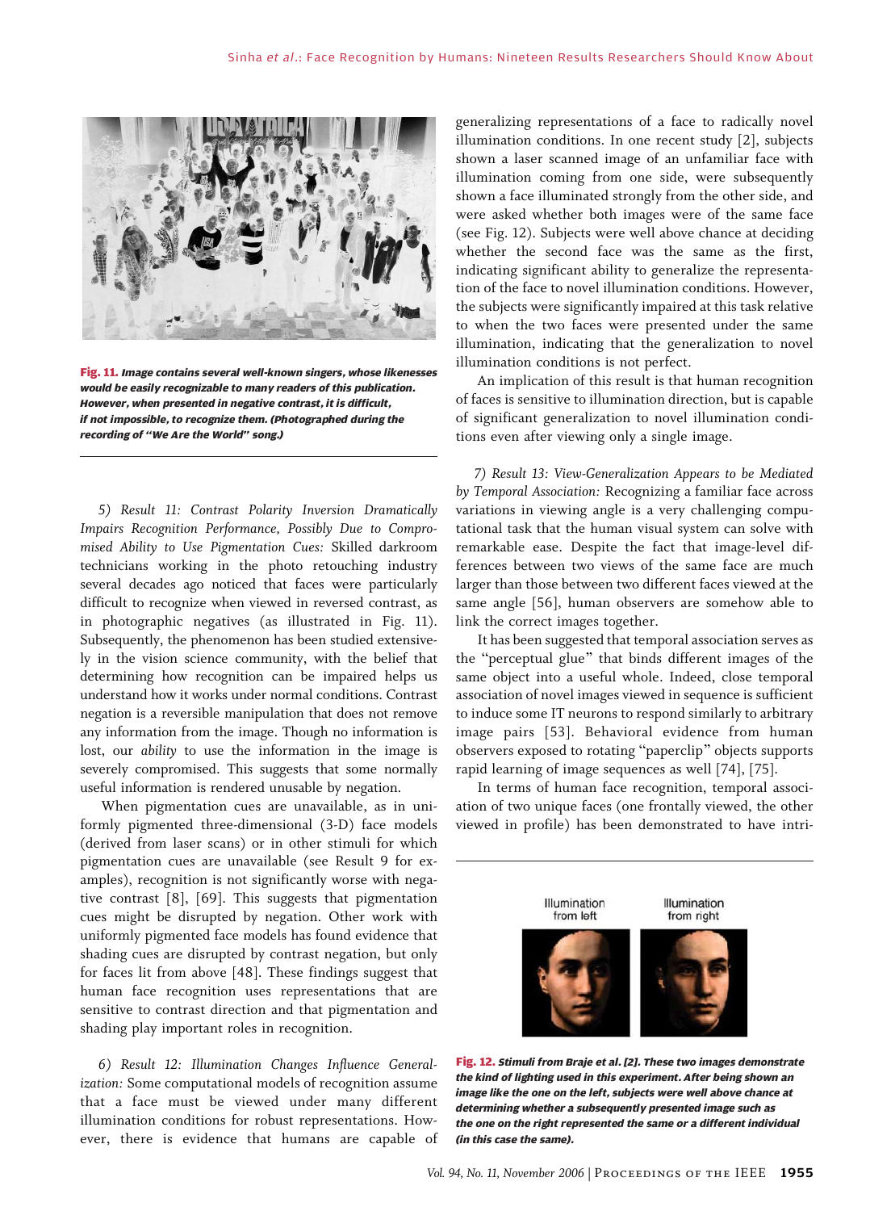Fig. 11. *Image contains several well-known singers, whose likenesses would be easily recognizable to many readers of this publication. However, when presented in negative contrast, it is difficult, if not impossible, to recognize them. (Photographed during the recording of "We Are the World" song.)*

*5) Result 11: Contrast Polarity Inversion Dramatically Impairs Recognition Performance, Possibly Due to Compromised Ability to Use Pigmentation Cues:* Skilled darkroom technicians working in the photo retouching industry several decades ago noticed that faces were particularly difficult to recognize when viewed in reversed contrast, as in photographic negatives (as illustrated in Fig. 11). Subsequently, the phenomenon has been studied extensively in the vision science community, with the belief that determining how recognition can be impaired helps us understand how it works under normal conditions. Contrast negation is a reversible manipulation that does not remove any information from the image. Though no information is lost, our *ability* to use the information in the image is severely compromised. This suggests that some normally useful information is rendered unusable by negation.

When pigmentation cues are unavailable, as in uniformly pigmented three-dimensional (3-D) face models (derived from laser scans) or in other stimuli for which pigmentation cues are unavailable (see Result 9 for examples), recognition is not significantly worse with negative contrast [8], [69]. This suggests that pigmentation cues might be disrupted by negation. Other work with uniformly pigmented face models has found evidence that shading cues are disrupted by contrast negation, but only for faces lit from above [48]. These findings suggest that human face recognition uses representations that are sensitive to contrast direction and that pigmentation and shading play important roles in recognition.

*6) Result 12: Illumination Changes Influence Generalization:* Some computational models of recognition assume that a face must be viewed under many different illumination conditions for robust representations. However, there is evidence that humans are capable of generalizing representations of a face to radically novel illumination conditions. In one recent study [2], subjects shown a laser scanned image of an unfamiliar face with illumination coming from one side, were subsequently shown a face illuminated strongly from the other side, and were asked whether both images were of the same face (see Fig. 12). Subjects were well above chance at deciding whether the second face was the same as the first, indicating significant ability to generalize the representation of the face to novel illumination conditions. However, the subjects were significantly impaired at this task relative to when the two faces were presented under the same illumination, indicating that the generalization to novel illumination conditions is not perfect.

An implication of this result is that human recognition of faces is sensitive to illumination direction, but is capable of significant generalization to novel illumination conditions even after viewing only a single image.

*7) Result 13: View-Generalization Appears to be Mediated by Temporal Association:* Recognizing a familiar face across variations in viewing angle is a very challenging computational task that the human visual system can solve with remarkable ease. Despite the fact that image-level differences between two views of the same face are much larger than those between two different faces viewed at the same angle [56], human observers are somehow able to link the correct images together.

It has been suggested that temporal association serves as the "perceptual glue" that binds different images of the same object into a useful whole. Indeed, close temporal association of novel images viewed in sequence is sufficient to induce some IT neurons to respond similarly to arbitrary image pairs [53]. Behavioral evidence from human observers exposed to rotating "paperclip" objects supports rapid learning of image sequences as well [74], [75].

In terms of human face recognition, temporal association of two unique faces (one frontally viewed, the other viewed in profile) has been demonstrated to have intri-

Illumination from left | Illumination from right

Fig. 12. *Stimuli from Braje et al. [2]. These two images demonstrate the kind of lighting used in this experiment. After being shown an image like the one on the left, subjects were well above chance at determining whether a subsequently presented image such as the one on the right represented the same or a different individual (in this case the same).*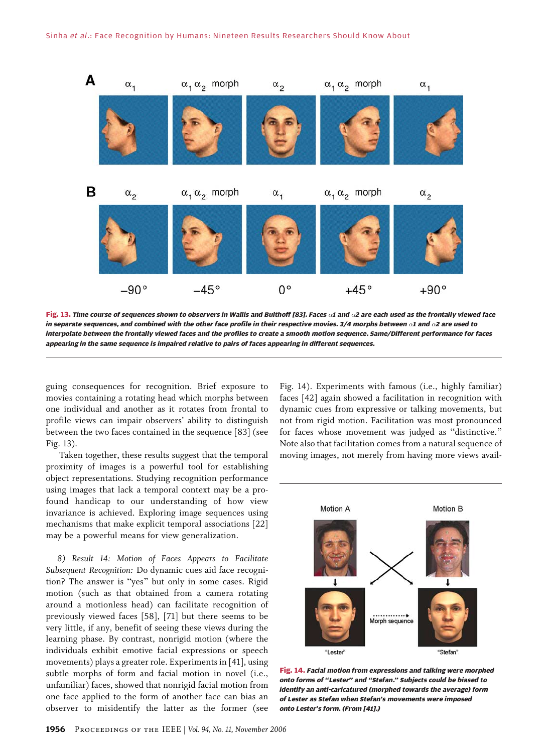Fig. 13. *Time course of sequences shown to observers in Wallis and Bulthoff [83]. Faces $\alpha 1$ and $\alpha 2$ are each used as the frontally viewed face in separate sequences, and combined with the other face profile in their respective movies. 3/4 morphs between $\alpha 1$ and $\alpha 2$ are used to interpolate between the frontally viewed faces and the profiles to create a smooth motion sequence. Same/Different performance for faces appearing in the same sequence is impaired relative to pairs of faces appearing in different sequences.*

guing consequences for recognition. Brief exposure to movies containing a rotating head which morphs between one individual and another as it rotates from frontal to profile views can impair observers' ability to distinguish between the two faces contained in the sequence [83] (see Fig. 13).

Taken together, these results suggest that the temporal proximity of images is a powerful tool for establishing object representations. Studying recognition performance using images that lack a temporal context may be a profound handicap to our understanding of how view invariance is achieved. Exploring image sequences using mechanisms that make explicit temporal associations [22] may be a powerful means for view generalization.

*8) Result 14: Motion of Faces Appears to Facilitate Subsequent Recognition:* Do dynamic cues aid face recognition? The answer is "yes" but only in some cases. Rigid motion (such as that obtained from a camera rotating around a motionless head) can facilitate recognition of previously viewed faces [58], [71] but there seems to be very little, if any, benefit of seeing these views during the learning phase. By contrast, nonrigid motion (where the individuals exhibit emotive facial expressions or speech movements) plays a greater role. Experiments in [41], using subtle morphs of form and facial motion in novel (i.e., unfamiliar) faces, showed that nonrigid facial motion from one face applied to the form of another face can bias an observer to misidentify the latter as the former (see Fig. 14). Experiments with famous (i.e., highly familiar) faces [42] again showed a facilitation in recognition with dynamic cues from expressive or talking movements, but not from rigid motion. Facilitation was most pronounced for faces whose movement was judged as "distinctive." Note also that facilitation comes from a natural sequence of moving images, not merely from having more views avail-

Fig. 14. *Facial motion from expressions and talking were morphed onto forms of "Lester" and "Stefan." Subjects could be biased to identify an anti-caricatured (morphed towards the average) form of Lester as Stefan when Stefan's movements were imposed onto Lester's form. (From [41].)*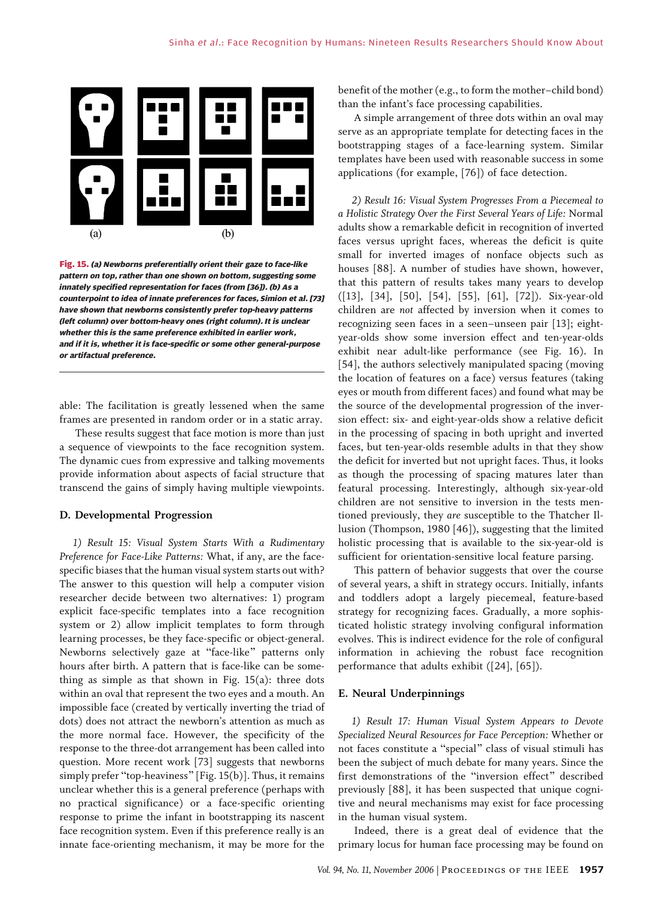Fig. 15. *(a) Newborns preferentially orient their gaze to face-like pattern on top, rather than one shown on bottom, suggesting some innately specified representation for faces (from [36]). (b) As a counterpoint to idea of innate preferences for faces, Simion et al. [73] have shown that newborns consistently prefer top-heavy patterns (left column) over bottom-heavy ones (right column). It is unclear whether this is the same preference exhibited in earlier work, and if it is, whether it is face-specific or some other general-purpose or artifactual preference.*

able: The facilitation is greatly lessened when the same frames are presented in random order or in a static array.

These results suggest that face motion is more than just a sequence of viewpoints to the face recognition system. The dynamic cues from expressive and talking movements provide information about aspects of facial structure that transcend the gains of simply having multiple viewpoints.

### D. Developmental Progression

*1) Result 15: Visual System Starts With a Rudimentary Preference for Face-Like Patterns:* What, if any, are the face-specific biases that the human visual system starts out with? The answer to this question will help a computer vision researcher decide between two alternatives: 1) program explicit face-specific templates into a face recognition system or 2) allow implicit templates to form through learning processes, be they face-specific or object-general. Newborns selectively gaze at "face-like" patterns only hours after birth. A pattern that is face-like can be something as simple as that shown in Fig. 15(a): three dots within an oval that represent the two eyes and a mouth. An impossible face (created by vertically inverting the triad of dots) does not attract the newborn's attention as much as the more normal face. However, the specificity of the response to the three-dot arrangement has been called into question. More recent work [73] suggests that newborns simply prefer "top-heaviness" [Fig. 15(b)]. Thus, it remains unclear whether this is a general preference (perhaps with no practical significance) or a face-specific orienting response to prime the infant in bootstrapping its nascent face recognition system. Even if this preference really is an innate face-orienting mechanism, it may be more for the benefit of the mother (e.g., to form the mother–child bond) than the infant's face processing capabilities.

A simple arrangement of three dots within an oval may serve as an appropriate template for detecting faces in the bootstrapping stages of a face-learning system. Similar templates have been used with reasonable success in some applications (for example, [76]) of face detection.

*2) Result 16: Visual System Progresses From a Piecemeal to a Holistic Strategy Over the First Several Years of Life:* Normal adults show a remarkable deficit in recognition of inverted faces versus upright faces, whereas the deficit is quite small for inverted images of nonface objects such as houses [88]. A number of studies have shown, however, that this pattern of results takes many years to develop ([13], [34], [50], [54], [55], [61], [72]). Six-year-old children are *not* affected by inversion when it comes to recognizing seen faces in a seen–unseen pair [13]; eight-year-olds show some inversion effect and ten-year-olds exhibit near adult-like performance (see Fig. 16). In [54], the authors selectively manipulated spacing (moving the location of features on a face) versus features (taking eyes or mouth from different faces) and found what may be the source of the developmental progression of the inversion effect: six- and eight-year-olds show a relative deficit in the processing of spacing in both upright and inverted faces, but ten-year-olds resemble adults in that they show the deficit for inverted but not upright faces. Thus, it looks as though the processing of spacing matures later than featural processing. Interestingly, although six-year-old children are not sensitive to inversion in the tests mentioned previously, they *are* susceptible to the Thatcher Illusion (Thompson, 1980 [46]), suggesting that the limited holistic processing that is available to the six-year-old is sufficient for orientation-sensitive local feature parsing.

This pattern of behavior suggests that over the course of several years, a shift in strategy occurs. Initially, infants and toddlers adopt a largely piecemeal, feature-based strategy for recognizing faces. Gradually, a more sophisticated holistic strategy involving configural information evolves. This is indirect evidence for the role of configural information in achieving the robust face recognition performance that adults exhibit ([24], [65]).

### E. Neural Underpinnings

*1) Result 17: Human Visual System Appears to Devote Specialized Neural Resources for Face Perception:* Whether or not faces constitute a "special" class of visual stimuli has been the subject of much debate for many years. Since the first demonstrations of the "inversion effect" described previously [88], it has been suspected that unique cognitive and neural mechanisms may exist for face processing in the human visual system.

Indeed, there is a great deal of evidence that the primary locus for human face processing may be found on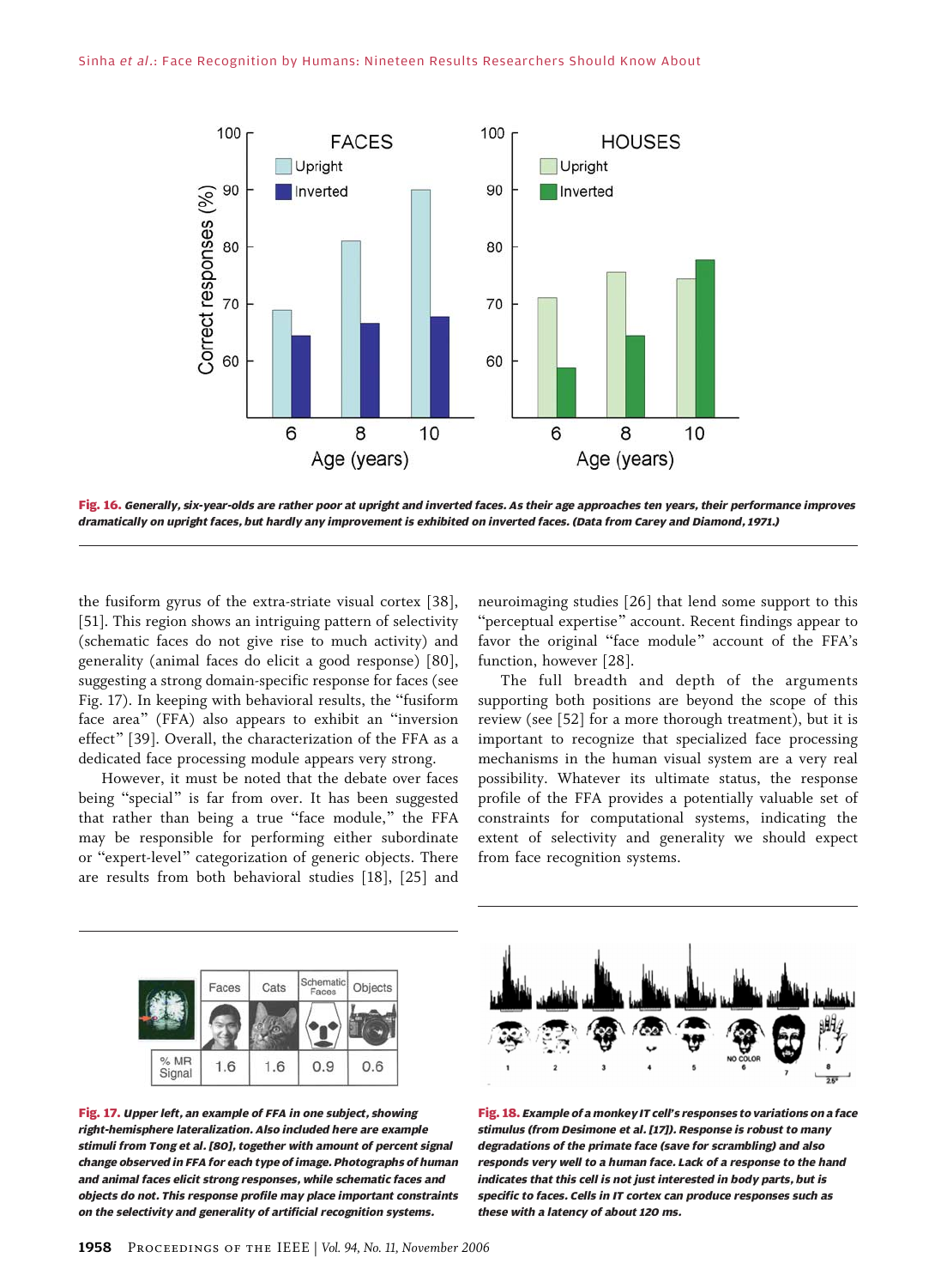Fig. 16. *Generally, six-year-olds are rather poor at upright and inverted faces. As their age approaches ten years, their performance improves dramatically on upright faces, but hardly any improvement is exhibited on inverted faces. (Data from Carey and Diamond, 1971.)*

the fusiform gyrus of the extra-striate visual cortex [38], [51]. This region shows an intriguing pattern of selectivity (schematic faces do not give rise to much activity) and generality (animal faces do elicit a good response) [80], suggesting a strong domain-specific response for faces (see Fig. 17). In keeping with behavioral results, the "fusiform face area" (FFA) also appears to exhibit an "inversion effect" [39]. Overall, the characterization of the FFA as a dedicated face processing module appears very strong.

However, it must be noted that the debate over faces being "special" is far from over. It has been suggested that rather than being a true "face module," the FFA may be responsible for performing either subordinate or "expert-level" categorization of generic objects. There are results from both behavioral studies [18], [25] and neuroimaging studies [26] that lend some support to this "perceptual expertise" account. Recent findings appear to favor the original "face module" account of the FFA's function, however [28].

The full breadth and depth of the arguments supporting both positions are beyond the scope of this review (see [52] for a more thorough treatment), but it is important to recognize that specialized face processing mechanisms in the human visual system are a very real possibility. Whatever its ultimate status, the response profile of the FFA provides a potentially valuable set of constraints for computational systems, indicating the extent of selectivity and generality we should expect from face recognition systems.

| | Faces | Cats | Schematic Faces | Objects |
|---|---|---|---|---|
| % MR Signal | 1.6 | 1.6 | 0.9 | 0.6 |

Fig. 17. *Upper left, an example of FFA in one subject, showing right-hemisphere lateralization. Also included here are example stimuli from Tong et al. [80], together with amount of percent signal change observed in FFA for each type of image. Photographs of human and animal faces elicit strong responses, while schematic faces and objects do not. This response profile may place important constraints on the selectivity and generality of artificial recognition systems.*

Fig. 18. *Example of a monkey IT cell's responses to variations on a face stimulus (from Desimone et al. [17]). Response is robust to many degradations of the primate face (save for scrambling) and also responds very well to a human face. Lack of a response to the hand indicates that this cell is not just interested in body parts, but is specific to faces. Cells in IT cortex can produce responses such as these with a latency of about 120 ms.*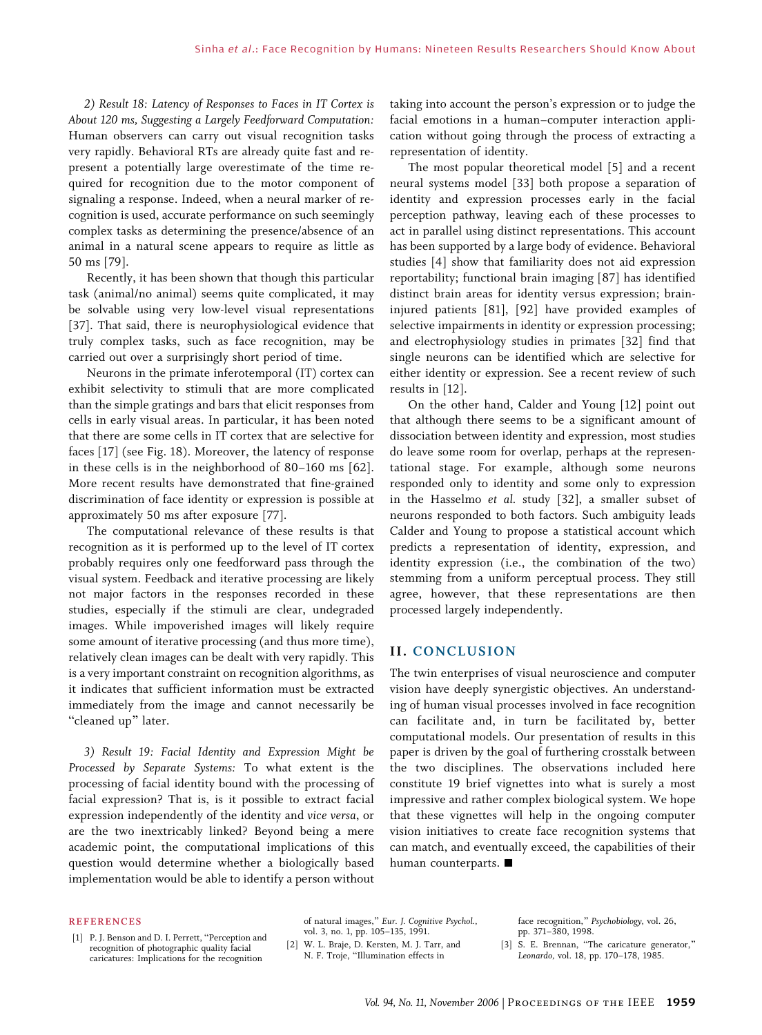*2) Result 18: Latency of Responses to Faces in IT Cortex is About 120 ms, Suggesting a Largely Feedforward Computation:* Human observers can carry out visual recognition tasks very rapidly. Behavioral RTs are already quite fast and represent a potentially large overestimate of the time required for recognition due to the motor component of signaling a response. Indeed, when a neural marker of recognition is used, accurate performance on such seemingly complex tasks as determining the presence/absence of an animal in a natural scene appears to require as little as 50 ms [79].

Recently, it has been shown that though this particular task (animal/no animal) seems quite complicated, it may be solvable using very low-level visual representations [37]. That said, there is neurophysiological evidence that truly complex tasks, such as face recognition, may be carried out over a surprisingly short period of time.

Neurons in the primate inferotemporal (IT) cortex can exhibit selectivity to stimuli that are more complicated than the simple gratings and bars that elicit responses from cells in early visual areas. In particular, it has been noted that there are some cells in IT cortex that are selective for faces [17] (see Fig. 18). Moreover, the latency of response in these cells is in the neighborhood of 80–160 ms [62]. More recent results have demonstrated that fine-grained discrimination of face identity or expression is possible at approximately 50 ms after exposure [77].

The computational relevance of these results is that recognition as it is performed up to the level of IT cortex probably requires only one feedforward pass through the visual system. Feedback and iterative processing are likely not major factors in the responses recorded in these studies, especially if the stimuli are clear, undegraded images. While impoverished images will likely require some amount of iterative processing (and thus more time), relatively clean images can be dealt with very rapidly. This is a very important constraint on recognition algorithms, as it indicates that sufficient information must be extracted immediately from the image and cannot necessarily be "cleaned up" later.

*3) Result 19: Facial Identity and Expression Might be Processed by Separate Systems:* To what extent is the processing of facial identity bound with the processing of facial expression? That is, is it possible to extract facial expression independently of the identity and *vice versa*, or are the two inextricably linked? Beyond being a mere academic point, the computational implications of this question would determine whether a biologically based implementation would be able to identify a person without taking into account the person's expression or to judge the facial emotions in a human–computer interaction application without going through the process of extracting a representation of identity.

The most popular theoretical model [5] and a recent neural systems model [33] both propose a separation of identity and expression processes early in the facial perception pathway, leaving each of these processes to act in parallel using distinct representations. This account has been supported by a large body of evidence. Behavioral studies [4] show that familiarity does not aid expression reportability; functional brain imaging [87] has identified distinct brain areas for identity versus expression; brain-injured patients [81], [92] have provided examples of selective impairments in identity or expression processing; and electrophysiology studies in primates [32] find that single neurons can be identified which are selective for either identity or expression. See a recent review of such results in [12].

On the other hand, Calder and Young [12] point out that although there seems to be a significant amount of dissociation between identity and expression, most studies do leave some room for overlap, perhaps at the representational stage. For example, although some neurons responded only to identity and some only to expression in the Hasselmo *et al.* study [32], a smaller subset of neurons responded to both factors. Such ambiguity leads Calder and Young to propose a statistical account which predicts a representation of identity, expression, and identity expression (i.e., the combination of the two) stemming from a uniform perceptual process. They still agree, however, that these representations are then processed largely independently.

## II. CONCLUSION

The twin enterprises of visual neuroscience and computer vision have deeply synergistic objectives. An understanding of human visual processes involved in face recognition can facilitate and, in turn be facilitated by, better computational models. Our presentation of results in this paper is driven by the goal of furthering crosstalk between the two disciplines. The observations included here constitute 19 brief vignettes into what is surely a most impressive and rather complex biological system. We hope that these vignettes will help in the ongoing computer vision initiatives to create face recognition systems that can match, and eventually exceed, the capabilities of their human counterparts. ■

### REFERENCES

[1] P. J. Benson and D. I. Perrett, "Perception and recognition of photographic quality facial caricatures: Implications for the recognition of natural images," *Eur. J. Cognitive Psychol.*, vol. 3, no. 1, pp. 105–135, 1991.

[2] W. L. Braje, D. Kersten, M. J. Tarr, and N. F. Troje, "Illumination effects in face recognition," *Psychobiology*, vol. 26, pp. 371–380, 1998.

[3] S. E. Brennan, "The caricature generator," *Leonardo*, vol. 18, pp. 170–178, 1985.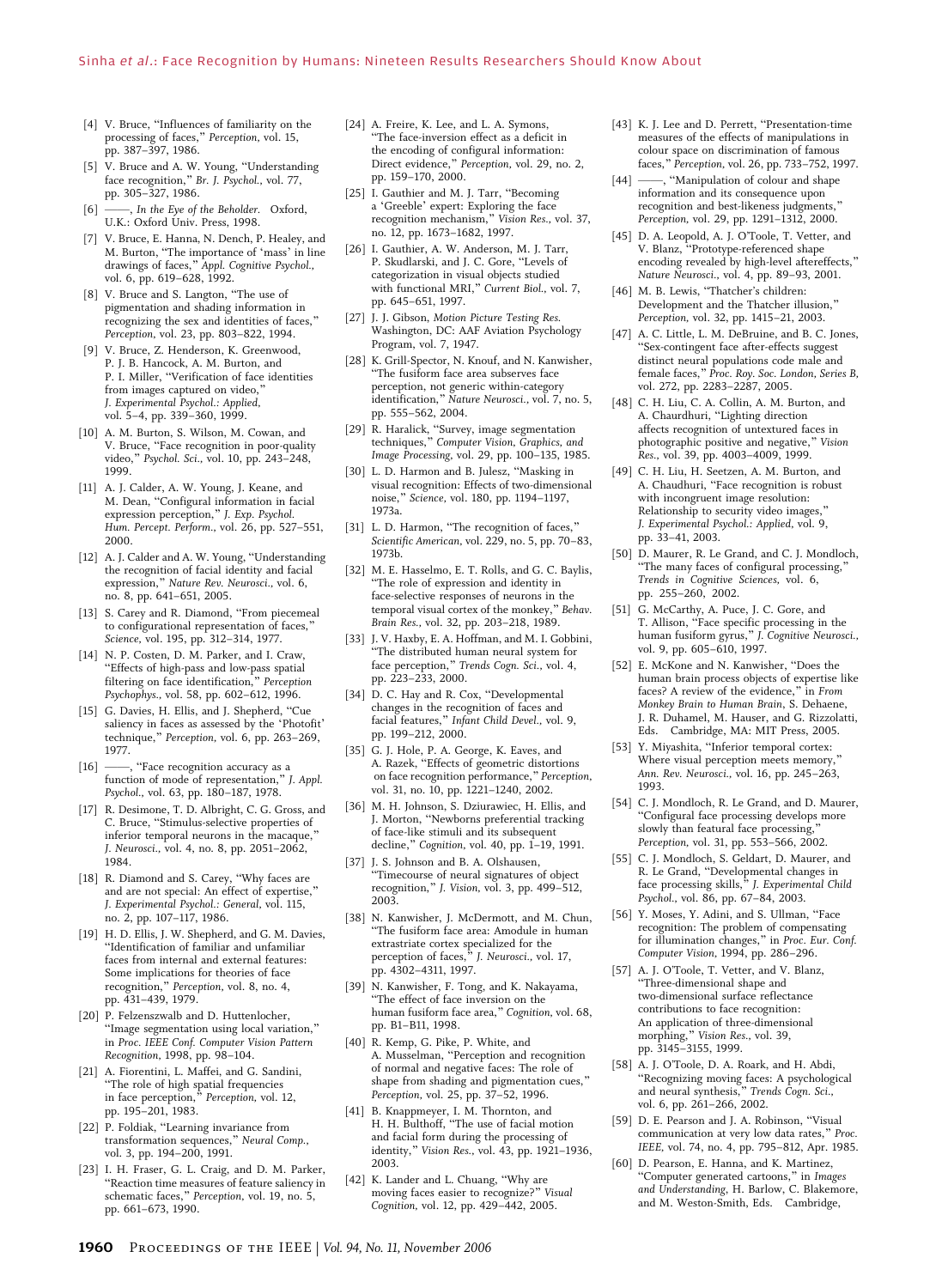[4] V. Bruce, "Influences of familiarity on the processing of faces," *Perception*, vol. 15, pp. 387–397, 1986.

[5] V. Bruce and A. W. Young, "Understanding face recognition," *Br. J. Psychol.*, vol. 77, pp. 305–327, 1986.

[6] ——, *In the Eye of the Beholder.* Oxford, U.K.: Oxford Univ. Press, 1998.

[7] V. Bruce, E. Hanna, N. Dench, P. Healey, and M. Burton, "The importance of 'mass' in line drawings of faces," *Appl. Cognitive Psychol.*, vol. 6, pp. 619–628, 1992.

[8] V. Bruce and S. Langton, "The use of pigmentation and shading information in recognizing the sex and identities of faces," *Perception*, vol. 23, pp. 803–822, 1994.

[9] V. Bruce, Z. Henderson, K. Greenwood, P. J. B. Hancock, A. M. Burton, and P. I. Miller, "Verification of face identities from images captured on video," *J. Experimental Psychol.: Applied*, vol. 5–4, pp. 339–360, 1999.

[10] A. M. Burton, S. Wilson, M. Cowan, and V. Bruce, "Face recognition in poor-quality video," *Psychol. Sci.*, vol. 10, pp. 243–248, 1999.

[11] A. J. Calder, A. W. Young, J. Keane, and M. Dean, "Configural information in facial expression perception," *J. Exp. Psychol. Hum. Percept. Perform.*, vol. 26, pp. 527–551, 2000.

[12] A. J. Calder and A. W. Young, "Understanding the recognition of facial identity and facial expression," *Nature Rev. Neurosci.*, vol. 6, no. 8, pp. 641–651, 2005.

[13] S. Carey and R. Diamond, "From piecemeal to configurational representation of faces," *Science*, vol. 195, pp. 312–314, 1977.

[14] N. P. Costen, D. M. Parker, and I. Craw, "Effects of high-pass and low-pass spatial filtering on face identification," *Perception Psychophys.*, vol. 58, pp. 602–612, 1996.

[15] G. Davies, H. Ellis, and J. Shepherd, "Cue saliency in faces as assessed by the 'Photofit' technique," *Perception*, vol. 6, pp. 263–269, 1977.

[16] ——, "Face recognition accuracy as a function of mode of representation," *J. Appl. Psychol.*, vol. 63, pp. 180–187, 1978.

[17] R. Desimone, T. D. Albright, C. G. Gross, and C. Bruce, "Stimulus-selective properties of inferior temporal neurons in the macaque," *J. Neurosci.*, vol. 4, no. 8, pp. 2051–2062, 1984.

[18] R. Diamond and S. Carey, "Why faces are and are not special: An effect of expertise," *J. Experimental Psychol.: General*, vol. 115, no. 2, pp. 107–117, 1986.

[19] H. D. Ellis, J. W. Shepherd, and G. M. Davies, "Identification of familiar and unfamiliar faces from internal and external features: Some implications for theories of face recognition," *Perception*, vol. 8, no. 4, pp. 431–439, 1979.

[20] P. Felzenszwalb and D. Huttenlocher, "Image segmentation using local variation," in *Proc. IEEE Conf. Computer Vision Pattern Recognition*, 1998, pp. 98–104.

[21] A. Fiorentini, L. Maffei, and G. Sandini, "The role of high spatial frequencies in face perception," *Perception*, vol. 12, pp. 195–201, 1983.

[22] P. Foldiak, "Learning invariance from transformation sequences," *Neural Comp.*, vol. 3, pp. 194–200, 1991.

[23] I. H. Fraser, G. L. Craig, and D. M. Parker, "Reaction time measures of feature saliency in schematic faces," *Perception*, vol. 19, no. 5, pp. 661–673, 1990.

[24] A. Freire, K. Lee, and L. A. Symons, "The face-inversion effect as a deficit in the encoding of configural information: Direct evidence," *Perception*, vol. 29, no. 2, pp. 159–170, 2000.

[25] I. Gauthier and M. J. Tarr, "Becoming a 'Greeble' expert: Exploring the face recognition mechanism," *Vision Res.*, vol. 37, no. 12, pp. 1673–1682, 1997.

[26] I. Gauthier, A. W. Anderson, M. J. Tarr, P. Skudlarski, and J. C. Gore, "Levels of categorization in visual objects studied with functional MRI," *Current Biol.*, vol. 7, pp. 645–651, 1997.

[27] J. J. Gibson, *Motion Picture Testing Res.* Washington, DC: AAF Aviation Psychology Program, vol. 7, 1947.

[28] K. Grill-Spector, N. Knouf, and N. Kanwisher, "The fusiform face area subserves face perception, not generic within-category identification," *Nature Neurosci.*, vol. 7, no. 5, pp. 555–562, 2004.

[29] R. Haralick, "Survey, image segmentation techniques," *Computer Vision, Graphics, and Image Processing*, vol. 29, pp. 100–135, 1985.

[30] L. D. Harmon and B. Julesz, "Masking in visual recognition: Effects of two-dimensional noise," *Science*, vol. 180, pp. 1194–1197, 1973a.

[31] L. D. Harmon, "The recognition of faces," *Scientific American*, vol. 229, no. 5, pp. 70–83, 1973b.

[32] M. E. Hasselmo, E. T. Rolls, and G. C. Baylis, "The role of expression and identity in face-selective responses of neurons in the temporal visual cortex of the monkey," *Behav. Brain Res.*, vol. 32, pp. 203–218, 1989.

[33] J. V. Haxby, E. A. Hoffman, and M. I. Gobbini, "The distributed human neural system for face perception," *Trends Cogn. Sci.*, vol. 4, pp. 223–233, 2000.

[34] D. C. Hay and R. Cox, "Developmental changes in the recognition of faces and facial features," *Infant Child Devel.*, vol. 9, pp. 199–212, 2000.

[35] G. J. Hole, P. A. George, K. Eaves, and A. Razek, "Effects of geometric distortions on face recognition performance," *Perception*, vol. 31, no. 10, pp. 1221–1240, 2002.

[36] M. H. Johnson, S. Dziurawiec, H. Ellis, and J. Morton, "Newborns preferential tracking of face-like stimuli and its subsequent decline," *Cognition*, vol. 40, pp. 1–19, 1991.

[37] J. S. Johnson and B. A. Olshausen, "Timecourse of neural signatures of object recognition," *J. Vision*, vol. 3, pp. 499–512, 2003.

[38] N. Kanwisher, J. McDermott, and M. Chun, "The fusiform face area: Amodule in human extrastriate cortex specialized for the perception of faces," *J. Neurosci.*, vol. 17, pp. 4302–4311, 1997.

[39] N. Kanwisher, F. Tong, and K. Nakayama, "The effect of face inversion on the human fusiform face area," *Cognition*, vol. 68, pp. B1–B11, 1998.

[40] R. Kemp, G. Pike, P. White, and A. Musselman, "Perception and recognition of normal and negative faces: The role of shape from shading and pigmentation cues," *Perception*, vol. 25, pp. 37–52, 1996.

[41] B. Knappmeyer, I. M. Thornton, and H. H. Bulthoff, "The use of facial motion and facial form during the processing of identity," *Vision Res.*, vol. 43, pp. 1921–1936, 2003.

[42] K. Lander and L. Chuang, "Why are moving faces easier to recognize?" *Visual Cognition*, vol. 12, pp. 429–442, 2005.

[43] K. J. Lee and D. Perrett, "Presentation-time measures of the effects of manipulations in colour space on discrimination of famous faces," *Perception*, vol. 26, pp. 733–752, 1997.

[44] ——, "Manipulation of colour and shape information and its consequence upon recognition and best-likeness judgments," *Perception*, vol. 29, pp. 1291–1312, 2000.

[45] D. A. Leopold, A. J. O'Toole, T. Vetter, and V. Blanz, "Prototype-referenced shape encoding revealed by high-level aftereffects," *Nature Neurosci.*, vol. 4, pp. 89–93, 2001.

[46] M. B. Lewis, "Thatcher's children: Development and the Thatcher illusion," *Perception*, vol. 32, pp. 1415–21, 2003.

[47] A. C. Little, L. M. DeBruine, and B. C. Jones, "Sex-contingent face after-effects suggest distinct neural populations code male and female faces," *Proc. Roy. Soc. London, Series B*, vol. 272, pp. 2283–2287, 2005.

[48] C. H. Liu, C. A. Collin, A. M. Burton, and A. Chaurdhuri, "Lighting direction affects recognition of untextured faces in photographic positive and negative," *Vision Res.*, vol. 39, pp. 4003–4009, 1999.

[49] C. H. Liu, H. Seetzen, A. M. Burton, and A. Chaudhuri, "Face recognition is robust with incongruent image resolution: Relationship to security video images," *J. Experimental Psychol.: Applied*, vol. 9, pp. 33–41, 2003.

[50] D. Maurer, R. Le Grand, and C. J. Mondloch, "The many faces of configural processing," *Trends in Cognitive Sciences*, vol. 6, pp. 255–260, 2002.

[51] G. McCarthy, A. Puce, J. C. Gore, and T. Allison, "Face specific processing in the human fusiform gyrus," *J. Cognitive Neurosci.*, vol. 9, pp. 605–610, 1997.

[52] E. McKone and N. Kanwisher, "Does the human brain process objects of expertise like faces? A review of the evidence," in *From Monkey Brain to Human Brain*, S. Dehaene, J. R. Duhamel, M. Hauser, and G. Rizzolatti, Eds. Cambridge, MA: MIT Press, 2005.

[53] Y. Miyashita, "Inferior temporal cortex: Where visual perception meets memory," *Ann. Rev. Neurosci.*, vol. 16, pp. 245–263, 1993.

[54] C. J. Mondloch, R. Le Grand, and D. Maurer, "Configural face processing develops more slowly than featural face processing," *Perception*, vol. 31, pp. 553–566, 2002.

[55] C. J. Mondloch, S. Geldart, D. Maurer, and R. Le Grand, "Developmental changes in face processing skills," *J. Experimental Child Psychol.*, vol. 86, pp. 67–84, 2003.

[56] Y. Moses, Y. Adini, and S. Ullman, "Face recognition: The problem of compensating for illumination changes," in *Proc. Eur. Conf. Computer Vision*, 1994, pp. 286–296.

[57] A. J. O'Toole, T. Vetter, and V. Blanz, "Three-dimensional shape and two-dimensional surface reflectance contributions to face recognition: An application of three-dimensional morphing," *Vision Res.*, vol. 39, pp. 3145–3155, 1999.

[58] A. J. O'Toole, D. A. Roark, and H. Abdi, "Recognizing moving faces: A psychological and neural synthesis," *Trends Cogn. Sci.*, vol. 6, pp. 261–266, 2002.

[59] D. E. Pearson and J. A. Robinson, "Visual communication at very low data rates," *Proc. IEEE*, vol. 74, no. 4, pp. 795–812, Apr. 1985.

[60] D. Pearson, E. Hanna, and K. Martinez, "Computer generated cartoons," in *Images and Understanding*, H. Barlow, C. Blakemore, and M. Weston-Smith, Eds. Cambridge,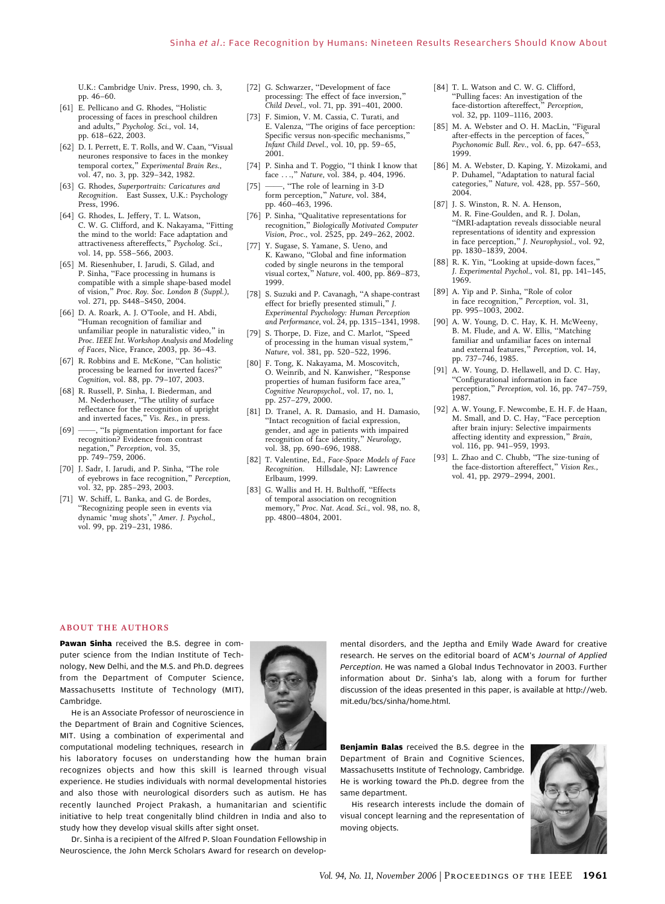U.K.: Cambridge Univ. Press, 1990, ch. 3, pp. 46–60.

[61] E. Pellicano and G. Rhodes, "Holistic processing of faces in preschool children and adults," *Psycholog. Sci.*, vol. 14, pp. 618–622, 2003.

[62] D. I. Perrett, E. T. Rolls, and W. Caan, "Visual neurones responsive to faces in the monkey temporal cortex," *Experimental Brain Res.*, vol. 47, no. 3, pp. 329–342, 1982.

[63] G. Rhodes, *Superportraits: Caricatures and Recognition*. East Sussex, U.K.: Psychology Press, 1996.

[64] G. Rhodes, L. Jeffery, T. L. Watson, C. W. G. Clifford, and K. Nakayama, "Fitting the mind to the world: Face adaptation and attractiveness aftereffects," *Psycholog. Sci.*, vol. 14, pp. 558–566, 2003.

[65] M. Riesenhuber, I. Jarudi, S. Gilad, and P. Sinha, "Face processing in humans is compatible with a simple shape-based model of vision," *Proc. Roy. Soc. London B (Suppl.)*, vol. 271, pp. S448–S450, 2004.

[66] D. A. Roark, A. J. O'Toole, and H. Abdi, "Human recognition of familiar and unfamiliar people in naturalistic video," in *Proc. IEEE Int. Workshop Analysis and Modeling of Faces*, Nice, France, 2003, pp. 36–43.

[67] R. Robbins and E. McKone, "Can holistic processing be learned for inverted faces?" *Cognition*, vol. 88, pp. 79–107, 2003.

[68] R. Russell, P. Sinha, I. Biederman, and M. Nederhouser, "The utility of surface reflectance for the recognition of upright and inverted faces," *Vis. Res.*, in press.

[69] ——, "Is pigmentation important for face recognition? Evidence from contrast negation," *Perception*, vol. 35, pp. 749–759, 2006.

[70] J. Sadr, I. Jarudi, and P. Sinha, "The role of eyebrows in face recognition," *Perception*, vol. 32, pp. 285–293, 2003.

[71] W. Schiff, L. Banka, and G. de Bordes, "Recognizing people seen in events via dynamic 'mug shots'," *Amer. J. Psychol.*, vol. 99, pp. 219–231, 1986.

[72] G. Schwarzer, "Development of face processing: The effect of face inversion," *Child Devel.*, vol. 71, pp. 391–401, 2000.

[73] F. Simion, V. M. Cassia, C. Turati, and E. Valenza, "The origins of face perception: Specific versus non-specific mechanisms," *Infant Child Devel.*, vol. 10, pp. 59–65, 2001.

[74] P. Sinha and T. Poggio, "I think I know that face . . .," *Nature*, vol. 384, p. 404, 1996.

[75] ——, "The role of learning in 3-D form perception," *Nature*, vol. 384, pp. 460–463, 1996.

[76] P. Sinha, "Qualitative representations for recognition," *Biologically Motivated Computer Vision, Proc.*, vol. 2525, pp. 249–262, 2002.

[77] Y. Sugase, S. Yamane, S. Ueno, and K. Kawano, "Global and fine information coded by single neurons in the temporal visual cortex," *Nature*, vol. 400, pp. 869–873, 1999.

[78] S. Suzuki and P. Cavanagh, "A shape-contrast effect for briefly presented stimuli," *J. Experimental Psychology: Human Perception and Performance*, vol. 24, pp. 1315–1341, 1998.

[79] S. Thorpe, D. Fize, and C. Marlot, "Speed of processing in the human visual system," *Nature*, vol. 381, pp. 520–522, 1996.

[80] F. Tong, K. Nakayama, M. Moscovitch, O. Weinrib, and N. Kanwisher, "Response properties of human fusiform face area," *Cognitive Neuropsychol.*, vol. 17, no. 1, pp. 257–279, 2000.

[81] D. Tranel, A. R. Damasio, and H. Damasio, "Intact recognition of facial expression, gender, and age in patients with impaired recognition of face identity," *Neurology*, vol. 38, pp. 690–696, 1988.

[82] T. Valentine, Ed., *Face-Space Models of Face Recognition*. Hillsdale, NJ: Lawrence Erlbaum, 1999.

[83] G. Wallis and H. H. Bulthoff, "Effects of temporal association on recognition memory," *Proc. Nat. Acad. Sci.*, vol. 98, no. 8, pp. 4800–4804, 2001.

[84] T. L. Watson and C. W. G. Clifford, "Pulling faces: An investigation of the face-distortion aftereffect," *Perception*, vol. 32, pp. 1109–1116, 2003.

[85] M. A. Webster and O. H. MacLin, "Figural after-effects in the perception of faces," *Psychonomic Bull. Rev.*, vol. 6, pp. 647–653, 1999.

[86] M. A. Webster, D. Kaping, Y. Mizokami, and P. Duhamel, "Adaptation to natural facial categories," *Nature*, vol. 428, pp. 557–560, 2004.

[87] J. S. Winston, R. N. A. Henson, M. R. Fine-Goulden, and R. J. Dolan, "fMRI-adaptation reveals dissociable neural representations of identity and expression in face perception," *J. Neurophysiol.*, vol. 92, pp. 1830–1839, 2004.

[88] R. K. Yin, "Looking at upside-down faces," *J. Experimental Psychol.*, vol. 81, pp. 141–145, 1969.

[89] A. Yip and P. Sinha, "Role of color in face recognition," *Perception*, vol. 31, pp. 995–1003, 2002.

[90] A. W. Young, D. C. Hay, K. H. McWeeny, B. M. Flude, and A. W. Ellis, "Matching familiar and unfamiliar faces on internal and external features," *Perception*, vol. 14, pp. 737–746, 1985.

[91] A. W. Young, D. Hellawell, and D. C. Hay, "Configurational information in face perception," *Perception*, vol. 16, pp. 747–759, 1987.

[92] A. W. Young, F. Newcombe, E. H. F. de Haan, M. Small, and D. C. Hay, "Face perception after brain injury: Selective impairments affecting identity and expression," *Brain*, vol. 116, pp. 941–959, 1993.

[93] L. Zhao and C. Chubb, "The size-tuning of the face-distortion aftereffect," *Vision Res.*, vol. 41, pp. 2979–2994, 2001.

## ABOUT THE AUTHORS

**Pawan Sinha** received the B.S. degree in computer science from the Indian Institute of Technology, New Delhi, and the M.S. and Ph.D. degrees from the Department of Computer Science, Massachusetts Institute of Technology (MIT), Cambridge.

He is an Associate Professor of neuroscience in the Department of Brain and Cognitive Sciences, MIT. Using a combination of experimental and computational modeling techniques, research in his laboratory focuses on understanding how the human brain recognizes objects and how this skill is learned through visual experience. He studies individuals with normal developmental histories and also those with neurological disorders such as autism. He has recently launched Project Prakash, a humanitarian and scientific initiative to help treat congenitally blind children in India and also to study how they develop visual skills after sight onset.

Dr. Sinha is a recipient of the Alfred P. Sloan Foundation Fellowship in Neuroscience, the John Merck Scholars Award for research on developmental disorders, and the Jeptha and Emily Wade Award for creative research. He serves on the editorial board of ACM's *Journal of Applied Perception*. He was named a Global Indus Technovator in 2003. Further information about Dr. Sinha's lab, along with a forum for further discussion of the ideas presented in this paper, is available at http://web.mit.edu/bcs/sinha/home.html.

**Benjamin Balas** received the B.S. degree in the Department of Brain and Cognitive Sciences, Massachusetts Institute of Technology, Cambridge. He is working toward the Ph.D. degree from the same department.

His research interests include the domain of visual concept learning and the representation of moving objects.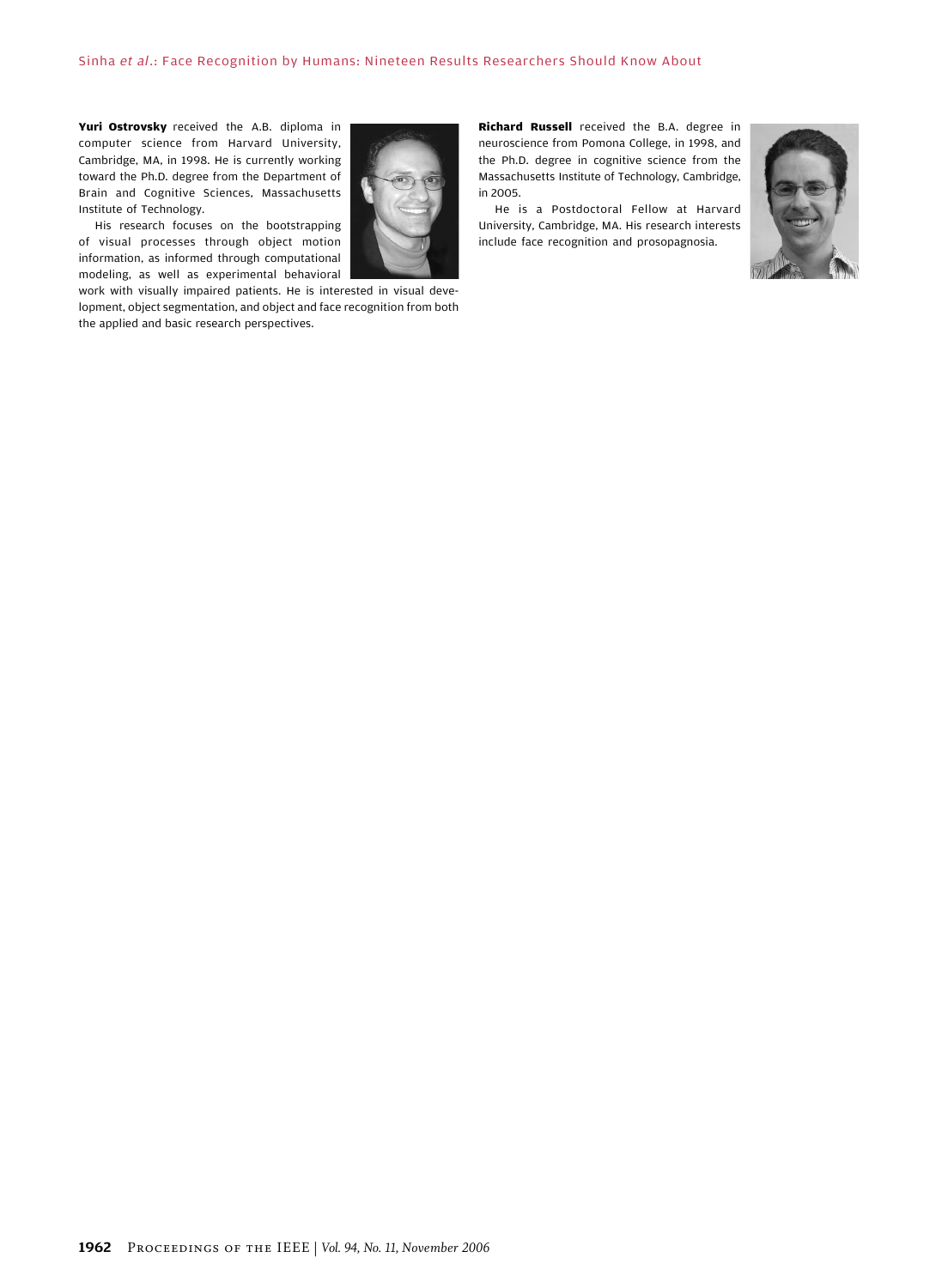**Yuri Ostrovsky** received the A.B. diploma in computer science from Harvard University, Cambridge, MA, in 1998. He is currently working toward the Ph.D. degree from the Department of Brain and Cognitive Sciences, Massachusetts Institute of Technology.

His research focuses on the bootstrapping of visual processes through object motion information, as informed through computational modeling, as well as experimental behavioral work with visually impaired patients. He is interested in visual development, object segmentation, and object and face recognition from both the applied and basic research perspectives.

**Richard Russell** received the B.A. degree in neuroscience from Pomona College, in 1998, and the Ph.D. degree in cognitive science from the Massachusetts Institute of Technology, Cambridge, in 2005.

He is a Postdoctoral Fellow at Harvard University, Cambridge, MA. His research interests include face recognition and prosopagnosia.